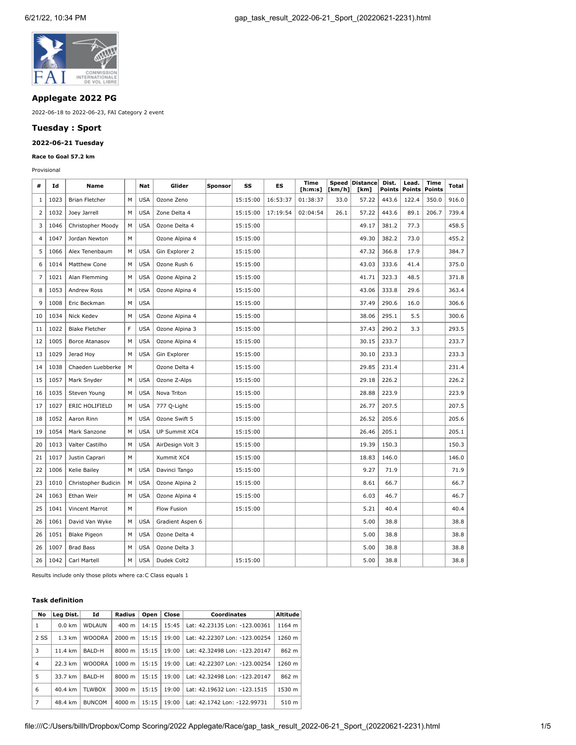## Applegate 2022 PG

2022-06-18 to 2022-06-23, FAI Category 2 event

## Tuesday : Sport

### 2022-06-21 Tuesday

#### Race to Goal 57.2 km

Provisional

| # | Id | Name | | Nat | Glider | Sponsor | SS | ES | Time [h:m:s] | Speed [km/h] | Distance [km] | Dist. Points | Lead. Points | Time Points | Total |
|---|---|---|---|---|---|---|---|---|---|---|---|---|---|---|---|
| 1 | 1023 | Brian Fletcher | M | USA | Ozone Zeno | | 15:15:00 | 16:53:37 | 01:38:37 | 33.0 | 57.22 | 443.6 | 122.4 | 350.0 | 916.0 |
| 2 | 1032 | Joey Jarrell | M | USA | Zone Delta 4 | | 15:15:00 | 17:19:54 | 02:04:54 | 26.1 | 57.22 | 443.6 | 89.1 | 206.7 | 739.4 |
| 3 | 1046 | Christopher Moody | M | USA | Ozone Delta 4 | | 15:15:00 | | | | 49.17 | 381.2 | 77.3 | | 458.5 |
| 4 | 1047 | Jordan Newton | M | | Ozone Alpina 4 | | 15:15:00 | | | | 49.30 | 382.2 | 73.0 | | 455.2 |
| 5 | 1066 | Alex Tenenbaum | M | USA | Gin Explorer 2 | | 15:15:00 | | | | 47.32 | 366.8 | 17.9 | | 384.7 |
| 6 | 1014 | Matthew Cone | M | USA | Ozone Rush 6 | | 15:15:00 | | | | 43.03 | 333.6 | 41.4 | | 375.0 |
| 7 | 1021 | Alan Flemming | M | USA | Ozone Alpina 2 | | 15:15:00 | | | | 41.71 | 323.3 | 48.5 | | 371.8 |
| 8 | 1053 | Andrew Ross | M | USA | Ozone Alpina 4 | | 15:15:00 | | | | 43.06 | 333.8 | 29.6 | | 363.4 |
| 9 | 1008 | Eric Beckman | M | USA | | | 15:15:00 | | | | 37.49 | 290.6 | 16.0 | | 306.6 |
| 10 | 1034 | Nick Kedev | M | USA | Ozone Alpina 4 | | 15:15:00 | | | | 38.06 | 295.1 | 5.5 | | 300.6 |
| 11 | 1022 | Blake Fletcher | F | USA | Ozone Alpina 3 | | 15:15:00 | | | | 37.43 | 290.2 | 3.3 | | 293.5 |
| 12 | 1005 | Borce Atanasov | M | USA | Ozone Alpina 4 | | 15:15:00 | | | | 30.15 | 233.7 | | | 233.7 |
| 13 | 1029 | Jerad Hoy | M | USA | Gin Explorer | | 15:15:00 | | | | 30.10 | 233.3 | | | 233.3 |
| 14 | 1038 | Chaeden Luebberke | M | | Ozone Delta 4 | | 15:15:00 | | | | 29.85 | 231.4 | | | 231.4 |
| 15 | 1057 | Mark Snyder | M | USA | Ozone Z-Alps | | 15:15:00 | | | | 29.18 | 226.2 | | | 226.2 |
| 16 | 1035 | Steven Young | M | USA | Nova Triton | | 15:15:00 | | | | 28.88 | 223.9 | | | 223.9 |
| 17 | 1027 | ERIC HOLIFIELD | M | USA | 777 Q-Light | | 15:15:00 | | | | 26.77 | 207.5 | | | 207.5 |
| 18 | 1052 | Aaron Rinn | M | USA | Ozone Swift 5 | | 15:15:00 | | | | 26.52 | 205.6 | | | 205.6 |
| 19 | 1054 | Mark Sanzone | M | USA | UP Summit XC4 | | 15:15:00 | | | | 26.46 | 205.1 | | | 205.1 |
| 20 | 1013 | Valter Castilho | M | USA | AirDesign Volt 3 | | 15:15:00 | | | | 19.39 | 150.3 | | | 150.3 |
| 21 | 1017 | Justin Caprari | M | | Xummit XC4 | | 15:15:00 | | | | 18.83 | 146.0 | | | 146.0 |
| 22 | 1006 | Kelie Bailey | M | USA | Davinci Tango | | 15:15:00 | | | | 9.27 | 71.9 | | | 71.9 |
| 23 | 1010 | Christopher Budicin | M | USA | Ozone Alpina 2 | | 15:15:00 | | | | 8.61 | 66.7 | | | 66.7 |
| 24 | 1063 | Ethan Weir | M | USA | Ozone Alpina 4 | | 15:15:00 | | | | 6.03 | 46.7 | | | 46.7 |
| 25 | 1041 | Vincent Marrot | M | | Flow Fusion | | 15:15:00 | | | | 5.21 | 40.4 | | | 40.4 |
| 26 | 1061 | David Van Wyke | M | USA | Gradient Aspen 6 | | | | | | 5.00 | 38.8 | | | 38.8 |
| 26 | 1051 | Blake Pigeon | M | USA | Ozone Delta 4 | | | | | | 5.00 | 38.8 | | | 38.8 |
| 26 | 1007 | Brad Bass | M | USA | Ozone Delta 3 | | | | | | 5.00 | 38.8 | | | 38.8 |
| 26 | 1042 | Carl Martell | M | USA | Dudek Colt2 | | 15:15:00 | | | | 5.00 | 38.8 | | | 38.8 |

Results include only those pilots where ca:C Class equals 1

#### Task definition

| No | Leg Dist. | Id | Radius | Open | Close | Coordinates | Altitude |
|---|---|---|---|---|---|---|---|
| 1 | 0.0 km | WDLAUN | 400 m | 14:15 | 15:45 | Lat: 42.23135 Lon: -123.00361 | 1164 m |
| 2 SS | 1.3 km | WOODRA | 2000 m | 15:15 | 19:00 | Lat: 42.22307 Lon: -123.00254 | 1260 m |
| 3 | 11.4 km | BALD-H | 8000 m | 15:15 | 19:00 | Lat: 42.32498 Lon: -123.20147 | 862 m |
| 4 | 22.3 km | WOODRA | 1000 m | 15:15 | 19:00 | Lat: 42.22307 Lon: -123.00254 | 1260 m |
| 5 | 33.7 km | BALD-H | 8000 m | 15:15 | 19:00 | Lat: 42.32498 Lon: -123.20147 | 862 m |
| 6 | 40.4 km | TLWBOX | 3000 m | 15:15 | 19:00 | Lat: 42.19632 Lon: -123.1515 | 1530 m |
| 7 | 48.4 km | BUNCOM | 4000 m | 15:15 | 19:00 | Lat: 42.1742 Lon: -122.99731 | 510 m |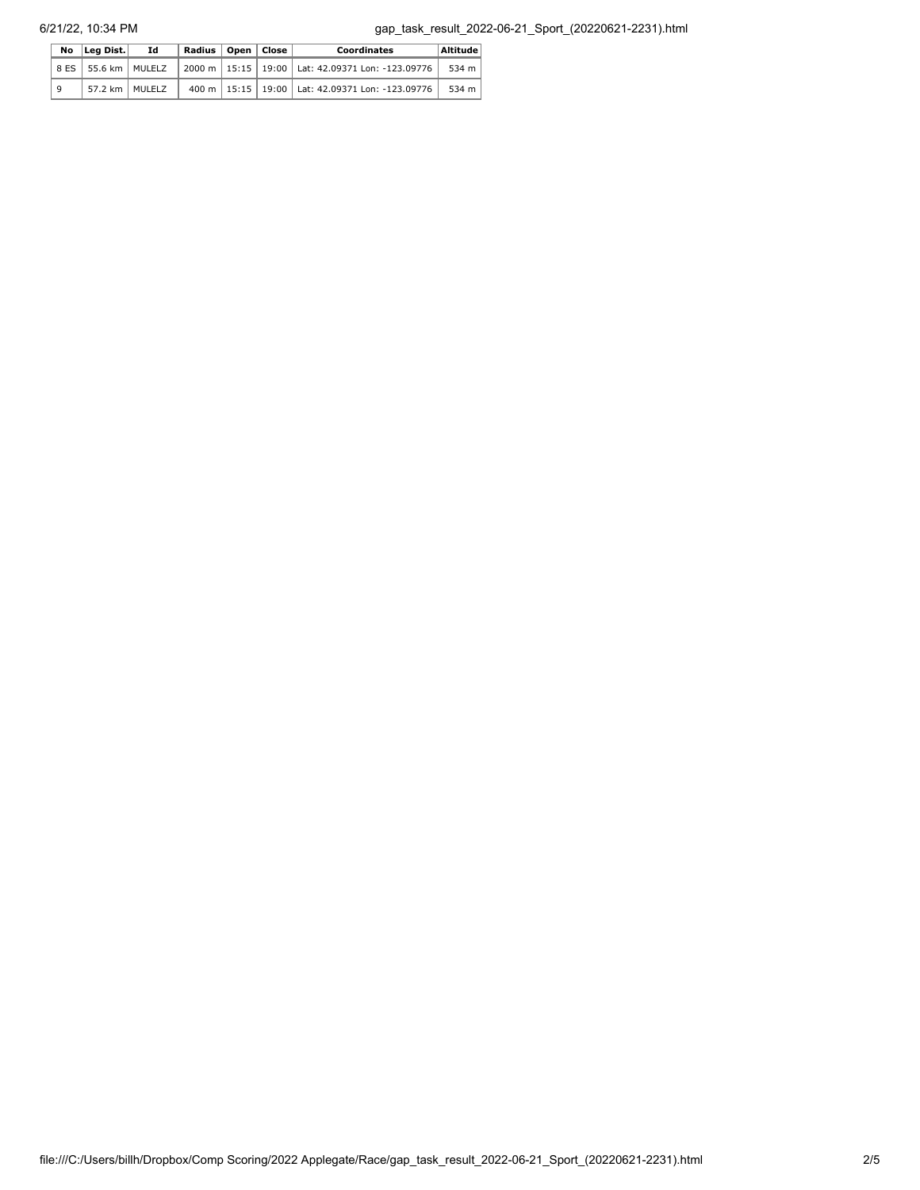| No | Leg Dist. | Id | Radius | Open | Close | Coordinates | Altitude |
|---|---|---|---|---|---|---|---|
| 8 ES | 55.6 km | MULELZ | 2000 m | 15:15 | 19:00 | Lat: 42.09371 Lon: -123.09776 | 534 m |
| 9 | 57.2 km | MULELZ | 400 m | 15:15 | 19:00 | Lat: 42.09371 Lon: -123.09776 | 534 m |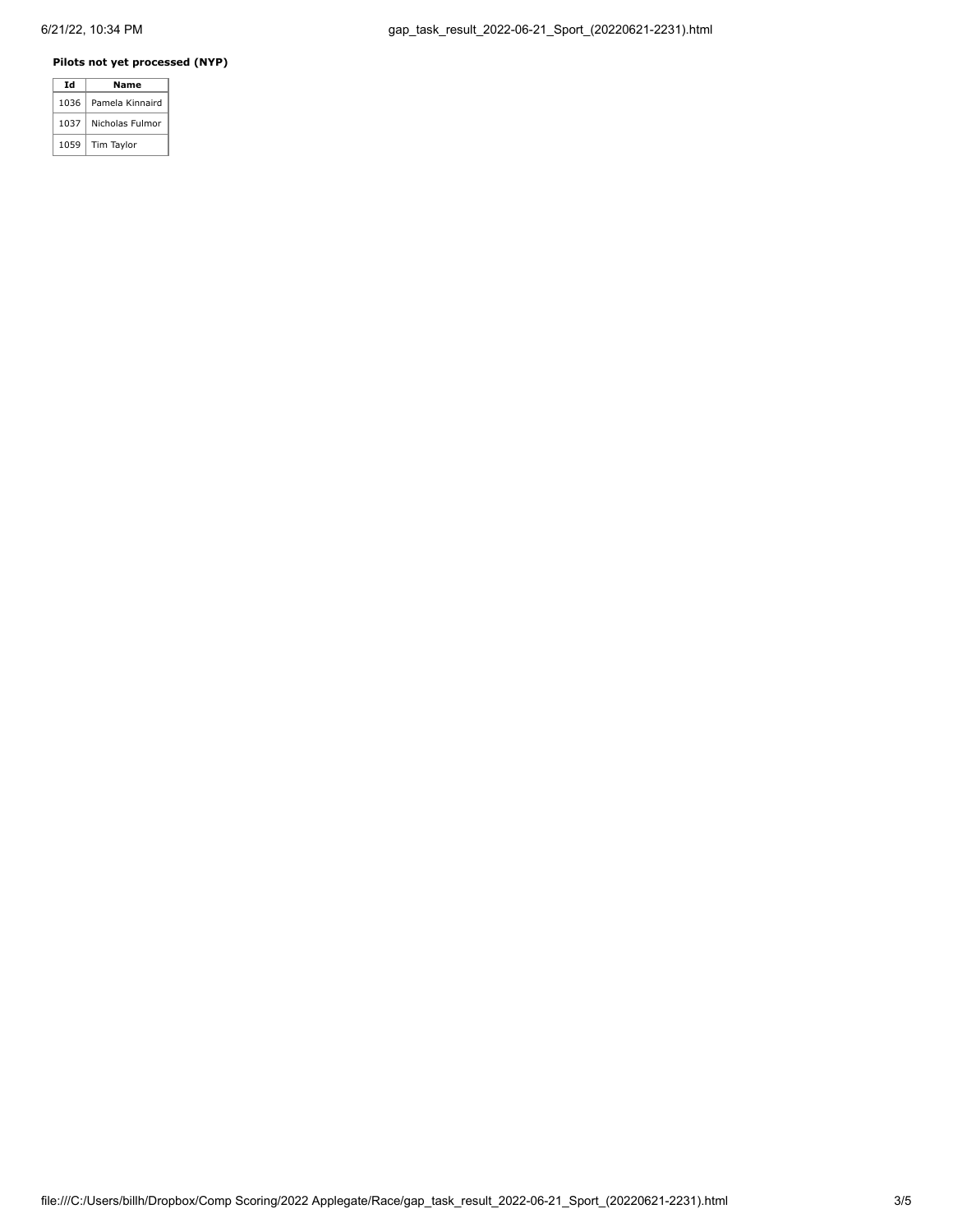**Pilots not yet processed (NYP)**

| Id | Name |
|---|---|
| 1036 | Pamela Kinnaird |
| 1037 | Nicholas Fulmor |
| 1059 | Tim Taylor |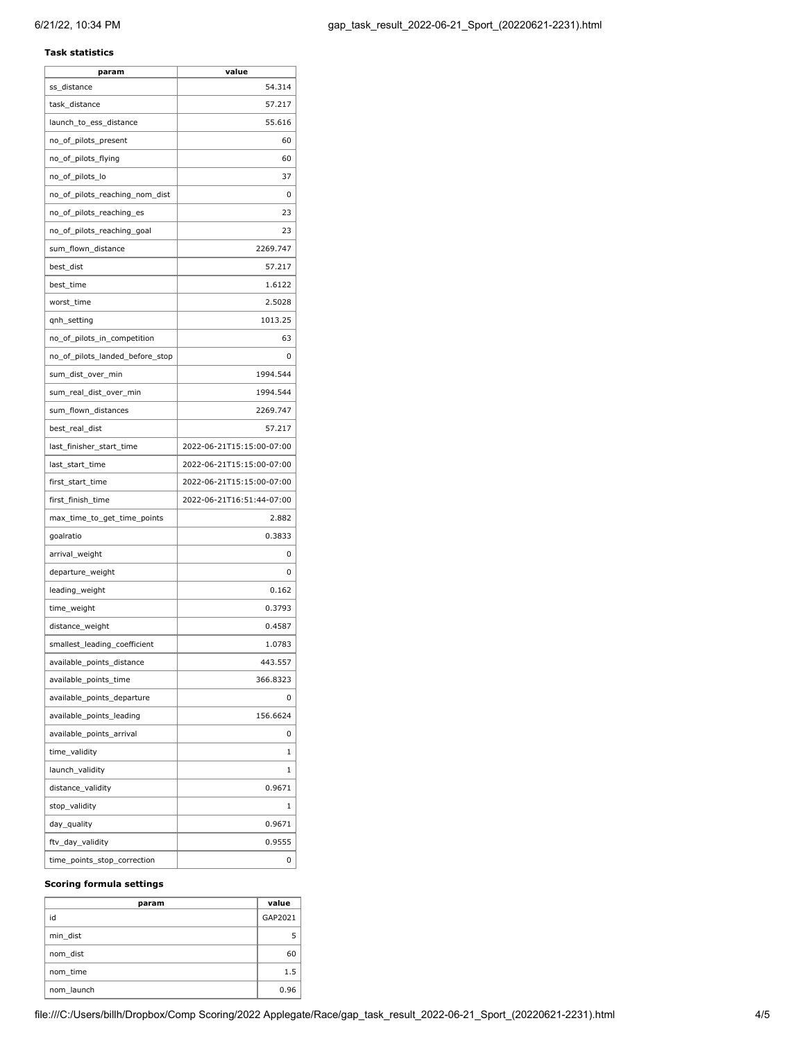**Task statistics**

| param | value |
|---|---|
| ss_distance | 54.314 |
| task_distance | 57.217 |
| launch_to_ess_distance | 55.616 |
| no_of_pilots_present | 60 |
| no_of_pilots_flying | 60 |
| no_of_pilots_lo | 37 |
| no_of_pilots_reaching_nom_dist | 0 |
| no_of_pilots_reaching_es | 23 |
| no_of_pilots_reaching_goal | 23 |
| sum_flown_distance | 2269.747 |
| best_dist | 57.217 |
| best_time | 1.6122 |
| worst_time | 2.5028 |
| qnh_setting | 1013.25 |
| no_of_pilots_in_competition | 63 |
| no_of_pilots_landed_before_stop | 0 |
| sum_dist_over_min | 1994.544 |
| sum_real_dist_over_min | 1994.544 |
| sum_flown_distances | 2269.747 |
| best_real_dist | 57.217 |
| last_finisher_start_time | 2022-06-21T15:15:00-07:00 |
| last_start_time | 2022-06-21T15:15:00-07:00 |
| first_start_time | 2022-06-21T15:15:00-07:00 |
| first_finish_time | 2022-06-21T16:51:44-07:00 |
| max_time_to_get_time_points | 2.882 |
| goalratio | 0.3833 |
| arrival_weight | 0 |
| departure_weight | 0 |
| leading_weight | 0.162 |
| time_weight | 0.3793 |
| distance_weight | 0.4587 |
| smallest_leading_coefficient | 1.0783 |
| available_points_distance | 443.557 |
| available_points_time | 366.8323 |
| available_points_departure | 0 |
| available_points_leading | 156.6624 |
| available_points_arrival | 0 |
| time_validity | 1 |
| launch_validity | 1 |
| distance_validity | 0.9671 |
| stop_validity | 1 |
| day_quality | 0.9671 |
| ftv_day_validity | 0.9555 |
| time_points_stop_correction | 0 |

**Scoring formula settings**

| param | value |
|---|---|
| id | GAP2021 |
| min_dist | 5 |
| nom_dist | 60 |
| nom_time | 1.5 |
| nom_launch | 0.96 |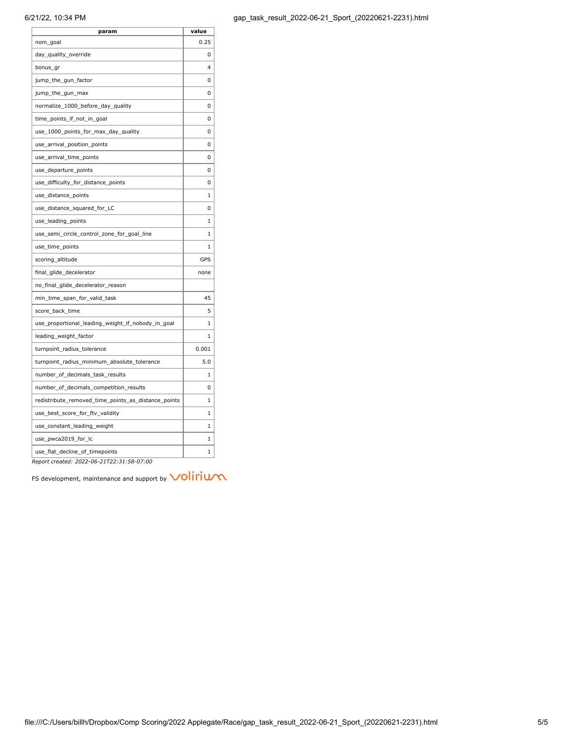| param | value |
|---|---|
| nom_goal | 0.25 |
| day_quality_override | 0 |
| bonus_gr | 4 |
| jump_the_gun_factor | 0 |
| jump_the_gun_max | 0 |
| normalize_1000_before_day_quality | 0 |
| time_points_if_not_in_goal | 0 |
| use_1000_points_for_max_day_quality | 0 |
| use_arrival_position_points | 0 |
| use_arrival_time_points | 0 |
| use_departure_points | 0 |
| use_difficulty_for_distance_points | 0 |
| use_distance_points | 1 |
| use_distance_squared_for_LC | 0 |
| use_leading_points | 1 |
| use_semi_circle_control_zone_for_goal_line | 1 |
| use_time_points | 1 |
| scoring_altitude | GPS |
| final_glide_decelerator | none |
| no_final_glide_decelerator_reason | |
| min_time_span_for_valid_task | 45 |
| score_back_time | 5 |
| use_proportional_leading_weight_if_nobody_in_goal | 1 |
| leading_weight_factor | 1 |
| turnpoint_radius_tolerance | 0.001 |
| turnpoint_radius_minimum_absolute_tolerance | 5.0 |
| number_of_decimals_task_results | 1 |
| number_of_decimals_competition_results | 0 |
| redistribute_removed_time_points_as_distance_points | 1 |
| use_best_score_for_ftv_validity | 1 |
| use_constant_leading_weight | 1 |
| use_pwca2019_for_lc | 1 |
| use_flat_decline_of_timepoints | 1 |

*Report created: 2022-06-21T22:31:58-07:00*

FS development, maintenance and support by volirium